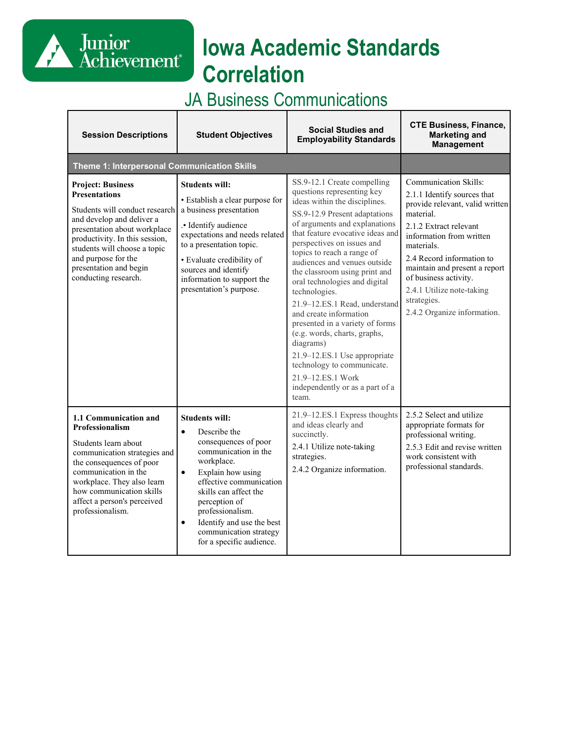# Iowa Academic Standards Correlation

## JA Business Communications

| Session Descriptions | Student Objectives | Social Studies and Employability Standards | CTE Business, Finance, Marketing and Management |
|---|---|---|---|
| **Theme 1: Interpersonal Communication Skills** | | | |
| **Project: Business Presentations**<br><br>Students will conduct research and develop and deliver a presentation about workplace productivity. In this session, students will choose a topic and purpose for the presentation and begin conducting research. | **Students will:**<br>• Establish a clear purpose for a business presentation<br>.• Identify audience expectations and needs related to a presentation topic.<br>• Evaluate credibility of sources and identify information to support the presentation's purpose. | SS.9-12.1 Create compelling questions representing key ideas within the disciplines.<br>SS.9-12.9 Present adaptations of arguments and explanations that feature evocative ideas and perspectives on issues and topics to reach a range of audiences and venues outside the classroom using print and oral technologies and digital technologies.<br>21.9–12.ES.1 Read, understand and create information presented in a variety of forms (e.g. words, charts, graphs, diagrams)<br>21.9–12.ES.1 Use appropriate technology to communicate.<br>21.9–12.ES.1 Work independently or as a part of a team. | Communication Skills:<br>2.1.1 Identify sources that provide relevant, valid written material.<br>2.1.2 Extract relevant information from written materials.<br>2.4 Record information to maintain and present a report of business activity.<br>2.4.1 Utilize note-taking strategies.<br>2.4.2 Organize information. |
| **1.1 Communication and Professionalism**<br><br>Students learn about communication strategies and the consequences of poor communication in the workplace. They also learn how communication skills affect a person's perceived professionalism. | **Students will:**<br>• Describe the consequences of poor communication in the workplace.<br>• Explain how using effective communication skills can affect the perception of professionalism.<br>• Identify and use the best communication strategy for a specific audience. | 21.9–12.ES.1 Express thoughts and ideas clearly and succinctly.<br>2.4.1 Utilize note-taking strategies.<br>2.4.2 Organize information. | 2.5.2 Select and utilize appropriate formats for professional writing.<br>2.5.3 Edit and revise written work consistent with professional standards. |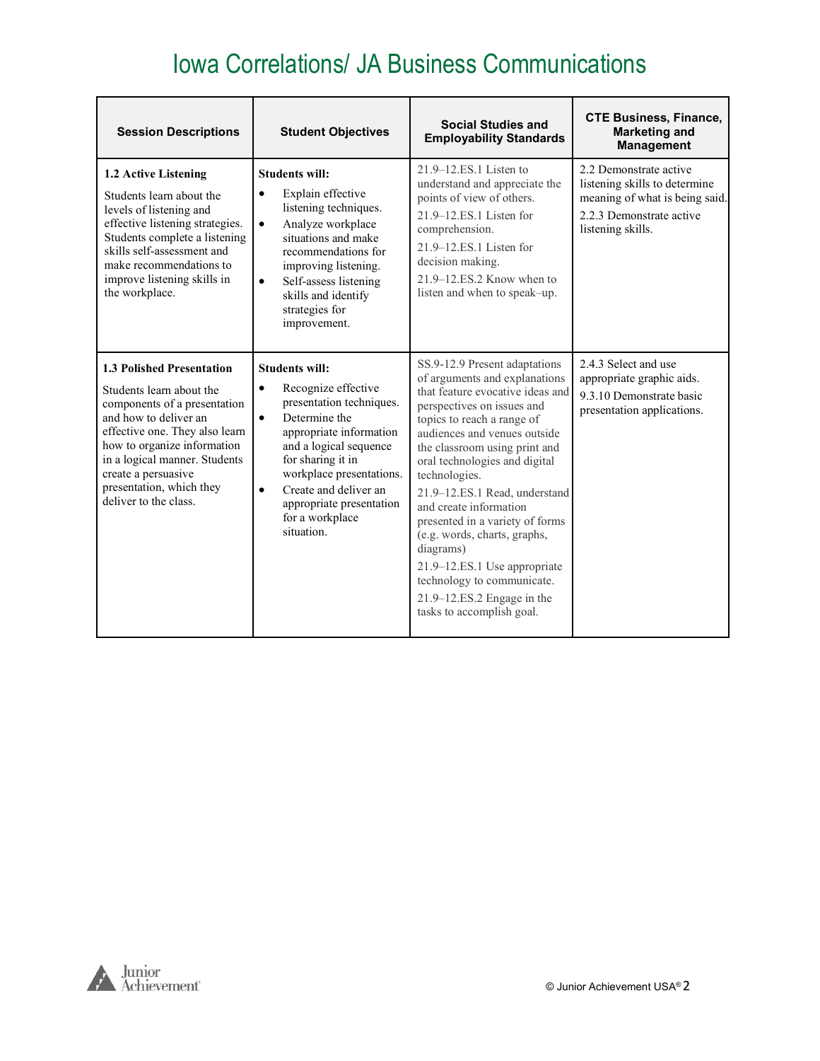# Iowa Correlations/ JA Business Communications

| Session Descriptions | Student Objectives | Social Studies and Employability Standards | CTE Business, Finance, Marketing and Management |
|---|---|---|---|
| **1.2 Active Listening**<br><br>Students learn about the levels of listening and effective listening strategies. Students complete a listening skills self-assessment and make recommendations to improve listening skills in the workplace. | **Students will:**<br>• Explain effective listening techniques.<br>• Analyze workplace situations and make recommendations for improving listening.<br>• Self-assess listening skills and identify strategies for improvement. | 21.9–12.ES.1 Listen to understand and appreciate the points of view of others.<br>21.9–12.ES.1 Listen for comprehension.<br>21.9–12.ES.1 Listen for decision making.<br>21.9–12.ES.2 Know when to listen and when to speak–up. | 2.2 Demonstrate active listening skills to determine meaning of what is being said.<br>2.2.3 Demonstrate active listening skills. |
| **1.3 Polished Presentation**<br><br>Students learn about the components of a presentation and how to deliver an effective one. They also learn how to organize information in a logical manner. Students create a persuasive presentation, which they deliver to the class. | **Students will:**<br>• Recognize effective presentation techniques.<br>• Determine the appropriate information and a logical sequence for sharing it in workplace presentations.<br>• Create and deliver an appropriate presentation for a workplace situation. | SS.9-12.9 Present adaptations of arguments and explanations that feature evocative ideas and perspectives on issues and topics to reach a range of audiences and venues outside the classroom using print and oral technologies and digital technologies.<br>21.9–12.ES.1 Read, understand and create information presented in a variety of forms (e.g. words, charts, graphs, diagrams)<br>21.9–12.ES.1 Use appropriate technology to communicate.<br>21.9–12.ES.2 Engage in the tasks to accomplish goal. | 2.4.3 Select and use appropriate graphic aids.<br>9.3.10 Demonstrate basic presentation applications. |

© Junior Achievement USA®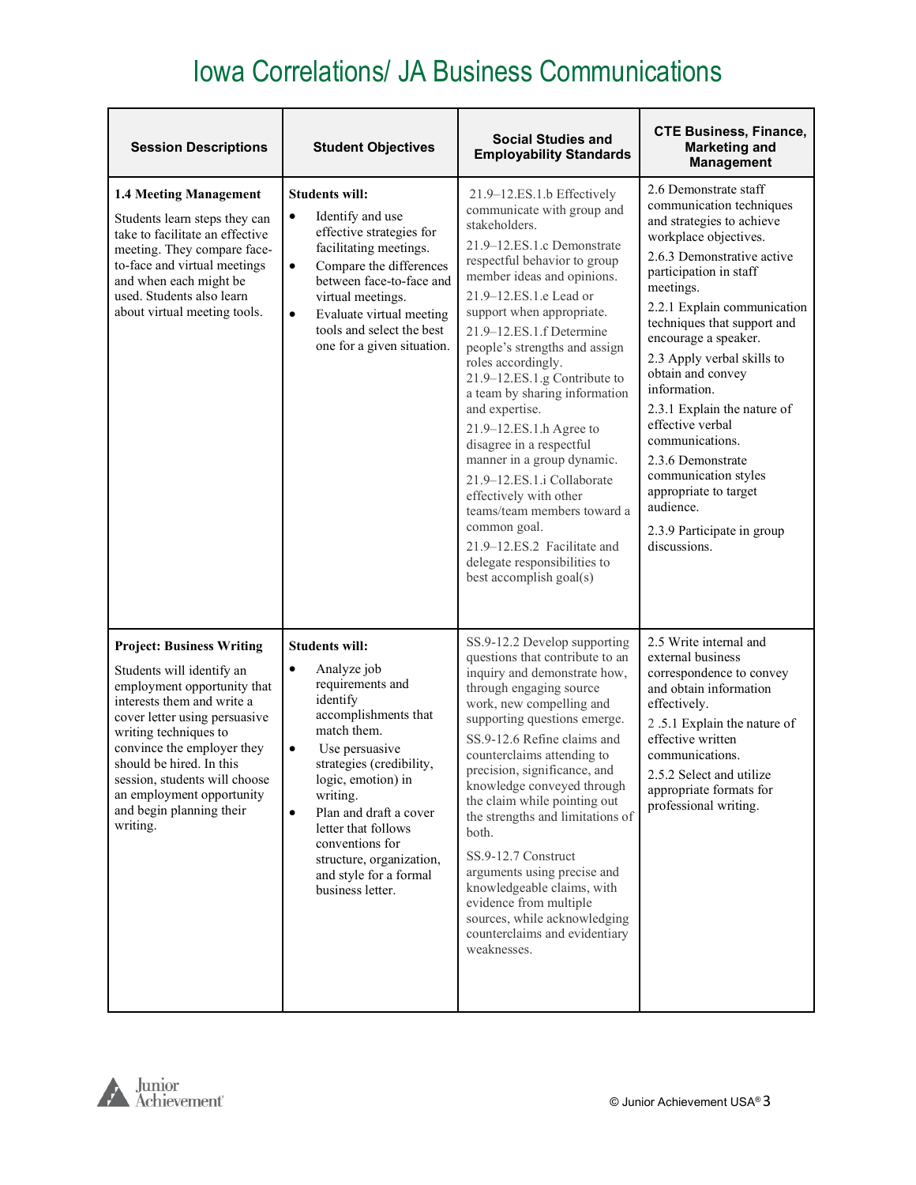# Iowa Correlations/ JA Business Communications

| Session Descriptions | Student Objectives | Social Studies and Employability Standards | CTE Business, Finance, Marketing and Management |
|---|---|---|---|
| **1.4 Meeting Management**<br>Students learn steps they can take to facilitate an effective meeting. They compare face-to-face and virtual meetings and when each might be used. Students also learn about virtual meeting tools. | **Students will:**<br>• Identify and use effective strategies for facilitating meetings.<br>• Compare the differences between face-to-face and virtual meetings.<br>• Evaluate virtual meeting tools and select the best one for a given situation. | 21.9–12.ES.1.b Effectively communicate with group and stakeholders.<br>21.9–12.ES.1.c Demonstrate respectful behavior to group member ideas and opinions.<br>21.9–12.ES.1.e Lead or support when appropriate.<br>21.9–12.ES.1.f Determine people's strengths and assign roles accordingly.<br>21.9–12.ES.1.g Contribute to a team by sharing information and expertise.<br>21.9–12.ES.1.h Agree to disagree in a respectful manner in a group dynamic.<br>21.9–12.ES.1.i Collaborate effectively with other teams/team members toward a common goal.<br>21.9–12.ES.2 Facilitate and delegate responsibilities to best accomplish goal(s) | 2.6 Demonstrate staff communication techniques and strategies to achieve workplace objectives.<br>2.6.3 Demonstrative active participation in staff meetings.<br>2.2.1 Explain communication techniques that support and encourage a speaker.<br>2.3 Apply verbal skills to obtain and convey information.<br>2.3.1 Explain the nature of effective verbal communications.<br>2.3.6 Demonstrate communication styles appropriate to target audience.<br>2.3.9 Participate in group discussions. |
| **Project: Business Writing**<br>Students will identify an employment opportunity that interests them and write a cover letter using persuasive writing techniques to convince the employer they should be hired. In this session, students will choose an employment opportunity and begin planning their writing. | **Students will:**<br>• Analyze job requirements and identify accomplishments that match them.<br>• Use persuasive strategies (credibility, logic, emotion) in writing.<br>• Plan and draft a cover letter that follows conventions for structure, organization, and style for a formal business letter. | SS.9-12.2 Develop supporting questions that contribute to an inquiry and demonstrate how, through engaging source work, new compelling and supporting questions emerge.<br>SS.9-12.6 Refine claims and counterclaims attending to precision, significance, and knowledge conveyed through the claim while pointing out the strengths and limitations of both.<br>SS.9-12.7 Construct arguments using precise and knowledgeable claims, with evidence from multiple sources, while acknowledging counterclaims and evidentiary weaknesses. | 2.5 Write internal and external business correspondence to convey and obtain information effectively.<br>2 .5.1 Explain the nature of effective written communications.<br>2.5.2 Select and utilize appropriate formats for professional writing. |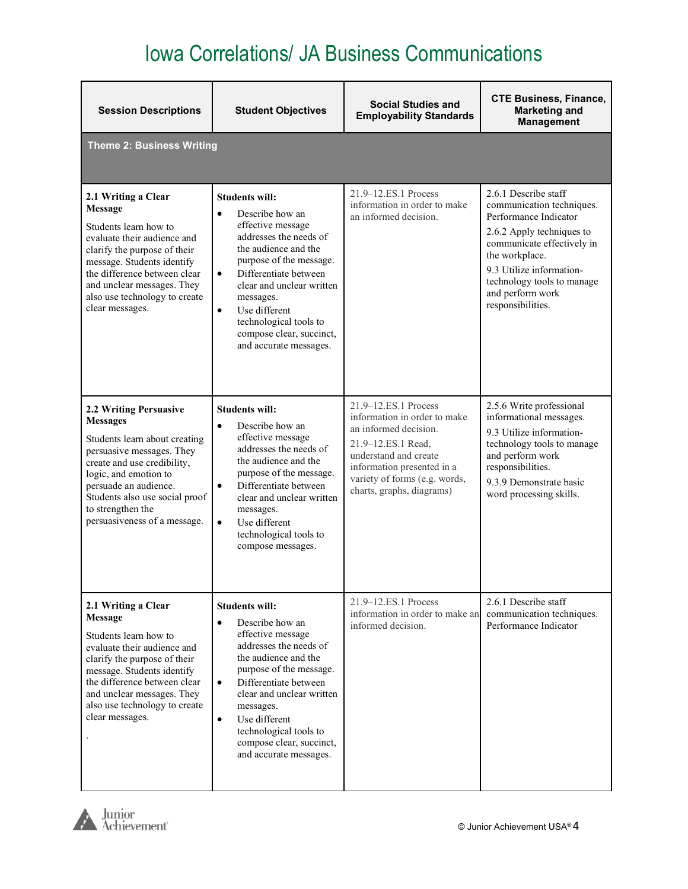# Iowa Correlations/ JA Business Communications

| Session Descriptions | Student Objectives | Social Studies and Employability Standards | CTE Business, Finance, Marketing and Management |
|---|---|---|---|
| **Theme 2: Business Writing** | | | |
| **2.1 Writing a Clear Message**<br>Students learn how to evaluate their audience and clarify the purpose of their message. Students identify the difference between clear and unclear messages. They also use technology to create clear messages. | **Students will:**<br>• Describe how an effective message addresses the needs of the audience and the purpose of the message.<br>• Differentiate between clear and unclear written messages.<br>• Use different technological tools to compose clear, succinct, and accurate messages. | 21.9–12.ES.1 Process information in order to make an informed decision. | 2.6.1 Describe staff communication techniques. Performance Indicator<br>2.6.2 Apply techniques to communicate effectively in the workplace.<br>9.3 Utilize information-technology tools to manage and perform work responsibilities. |
| **2.2 Writing Persuasive Messages**<br>Students learn about creating persuasive messages. They create and use credibility, logic, and emotion to persuade an audience. Students also use social proof to strengthen the persuasiveness of a message. | **Students will:**<br>• Describe how an effective message addresses the needs of the audience and the purpose of the message.<br>• Differentiate between clear and unclear written messages.<br>• Use different technological tools to compose messages. | 21.9–12.ES.1 Process information in order to make an informed decision.<br>21.9–12.ES.1 Read, understand and create information presented in a variety of forms (e.g. words, charts, graphs, diagrams) | 2.5.6 Write professional informational messages.<br>9.3 Utilize information-technology tools to manage and perform work responsibilities.<br>9.3.9 Demonstrate basic word processing skills. |
| **2.1 Writing a Clear Message**<br>Students learn how to evaluate their audience and clarify the purpose of their message. Students identify the difference between clear and unclear messages. They also use technology to create clear messages.<br>. | **Students will:**<br>• Describe how an effective message addresses the needs of the audience and the purpose of the message.<br>• Differentiate between clear and unclear written messages.<br>• Use different technological tools to compose clear, succinct, and accurate messages. | 21.9–12.ES.1 Process information in order to make an informed decision. | 2.6.1 Describe staff communication techniques. Performance Indicator |

© Junior Achievement USA®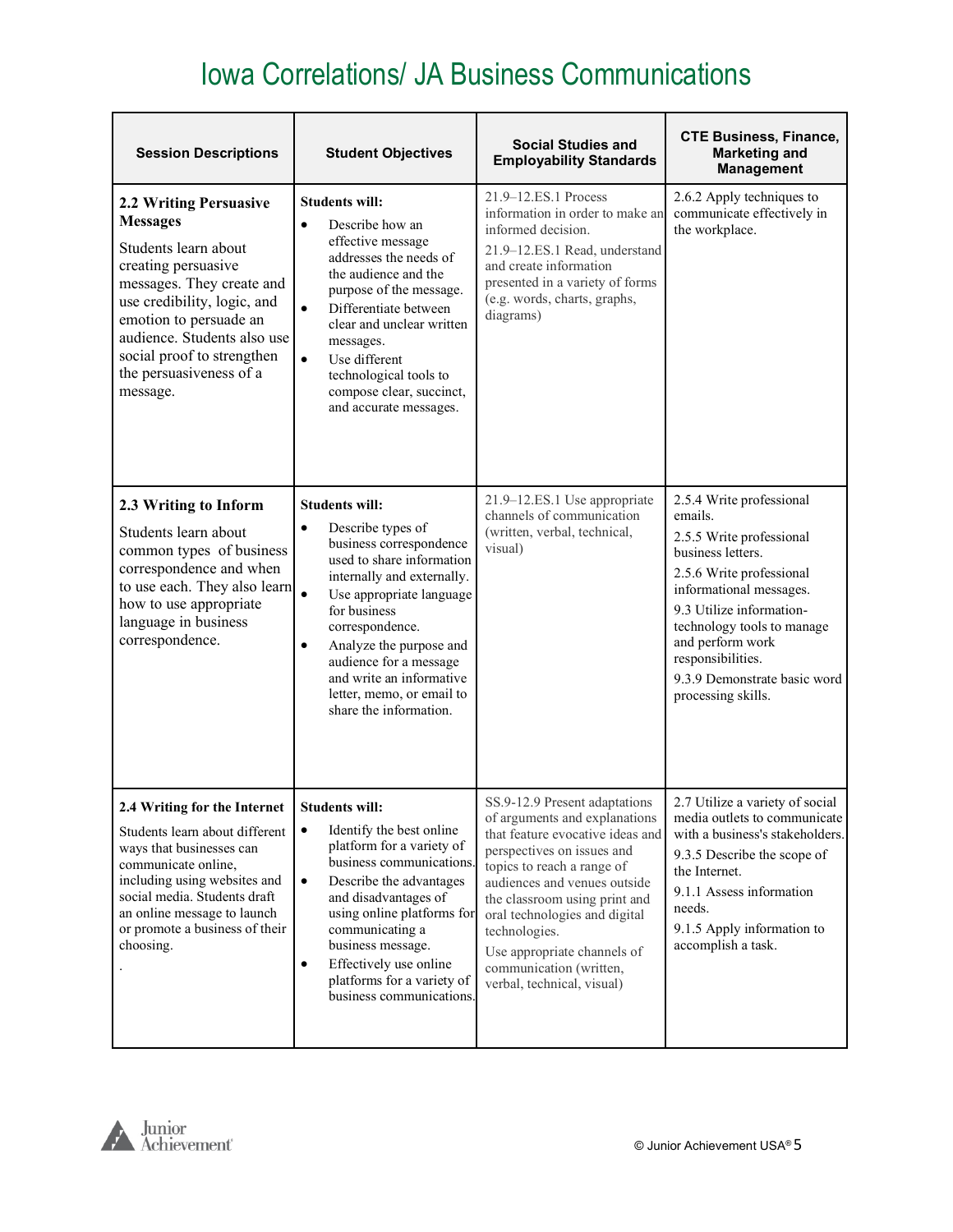# Iowa Correlations/ JA Business Communications

| Session Descriptions | Student Objectives | Social Studies and Employability Standards | CTE Business, Finance, Marketing and Management |
|---|---|---|---|
| **2.2 Writing Persuasive Messages**<br><br>Students learn about creating persuasive messages. They create and use credibility, logic, and emotion to persuade an audience. Students also use social proof to strengthen the persuasiveness of a message. | **Students will:**<br>• Describe how an effective message addresses the needs of the audience and the purpose of the message.<br>• Differentiate between clear and unclear written messages.<br>• Use different technological tools to compose clear, succinct, and accurate messages. | 21.9–12.ES.1 Process information in order to make an informed decision.<br><br>21.9–12.ES.1 Read, understand and create information presented in a variety of forms (e.g. words, charts, graphs, diagrams) | 2.6.2 Apply techniques to communicate effectively in the workplace. |
| **2.3 Writing to Inform**<br><br>Students learn about common types of business correspondence and when to use each. They also learn how to use appropriate language in business correspondence. | **Students will:**<br>• Describe types of business correspondence used to share information internally and externally.<br>• Use appropriate language for business correspondence.<br>• Analyze the purpose and audience for a message and write an informative letter, memo, or email to share the information. | 21.9–12.ES.1 Use appropriate channels of communication (written, verbal, technical, visual) | 2.5.4 Write professional emails.<br><br>2.5.5 Write professional business letters.<br><br>2.5.6 Write professional informational messages.<br><br>9.3 Utilize information-technology tools to manage and perform work responsibilities.<br><br>9.3.9 Demonstrate basic word processing skills. |
| **2.4 Writing for the Internet**<br><br>Students learn about different ways that businesses can communicate online, including using websites and social media. Students draft an online message to launch or promote a business of their choosing.<br>. | **Students will:**<br>• Identify the best online platform for a variety of business communications.<br>• Describe the advantages and disadvantages of using online platforms for communicating a business message.<br>• Effectively use online platforms for a variety of business communications. | SS.9-12.9 Present adaptations of arguments and explanations that feature evocative ideas and perspectives on issues and topics to reach a range of audiences and venues outside the classroom using print and oral technologies and digital technologies.<br><br>Use appropriate channels of communication (written, verbal, technical, visual) | 2.7 Utilize a variety of social media outlets to communicate with a business's stakeholders.<br><br>9.3.5 Describe the scope of the Internet.<br><br>9.1.1 Assess information needs.<br><br>9.1.5 Apply information to accomplish a task. |

© Junior Achievement USA®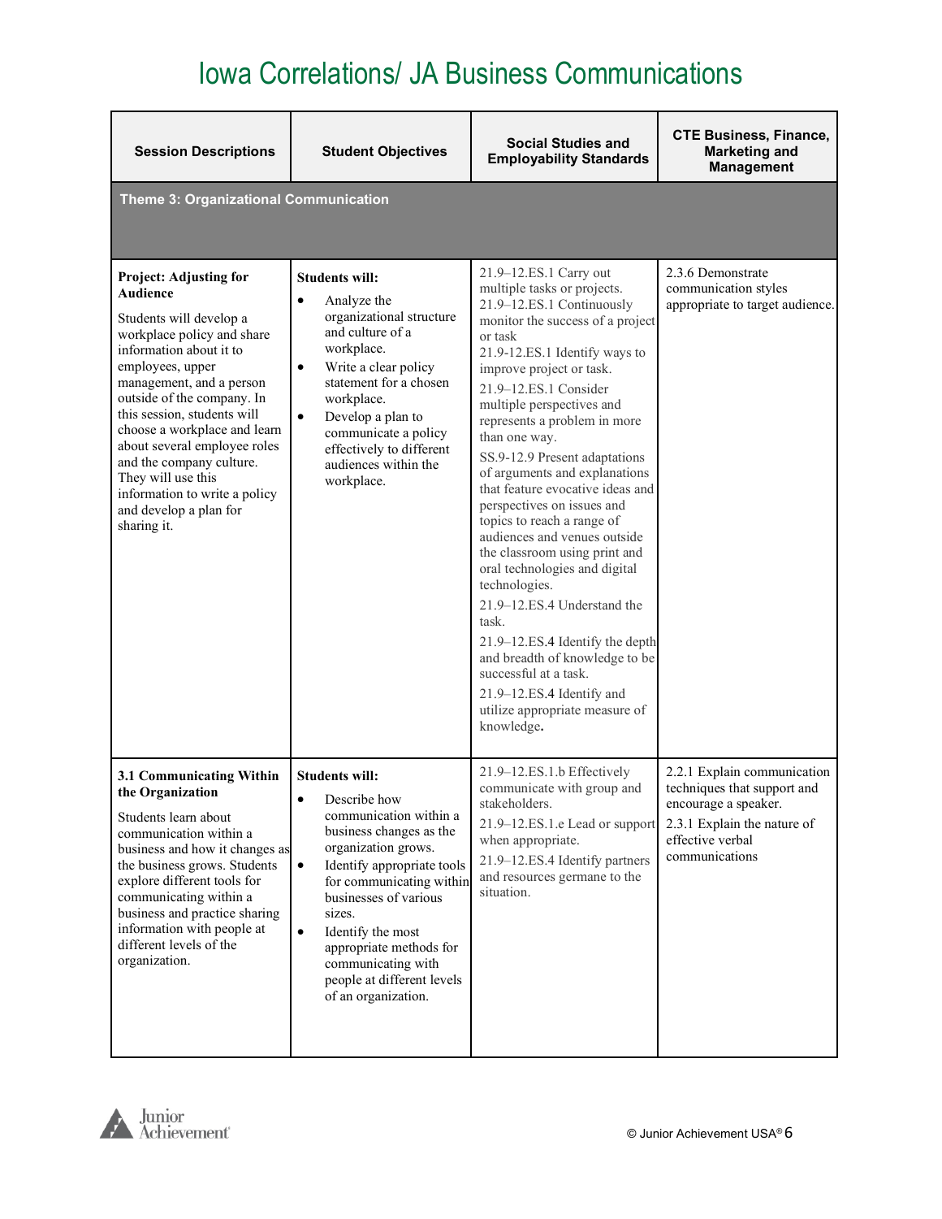# Iowa Correlations/ JA Business Communications

| Session Descriptions | Student Objectives | Social Studies and Employability Standards | CTE Business, Finance, Marketing and Management |
|---|---|---|---|
| **Theme 3: Organizational Communication** | | | |
| **Project: Adjusting for Audience**<br><br>Students will develop a workplace policy and share information about it to employees, upper management, and a person outside of the company. In this session, students will choose a workplace and learn about several employee roles and the company culture. They will use this information to write a policy and develop a plan for sharing it. | **Students will:**<br>• Analyze the organizational structure and culture of a workplace.<br>• Write a clear policy statement for a chosen workplace.<br>• Develop a plan to communicate a policy effectively to different audiences within the workplace. | 21.9–12.ES.1 Carry out multiple tasks or projects.<br>21.9–12.ES.1 Continuously monitor the success of a project or task<br>21.9-12.ES.1 Identify ways to improve project or task.<br>21.9–12.ES.1 Consider multiple perspectives and represents a problem in more than one way.<br>SS.9-12.9 Present adaptations of arguments and explanations that feature evocative ideas and perspectives on issues and topics to reach a range of audiences and venues outside the classroom using print and oral technologies and digital technologies.<br>21.9–12.ES.4 Understand the task.<br>21.9–12.ES.4 Identify the depth and breadth of knowledge to be successful at a task.<br>21.9–12.ES.4 Identify and utilize appropriate measure of knowledge. | 2.3.6 Demonstrate communication styles appropriate to target audience. |
| **3.1 Communicating Within the Organization**<br><br>Students learn about communication within a business and how it changes as the business grows. Students explore different tools for communicating within a business and practice sharing information with people at different levels of the organization. | **Students will:**<br>• Describe how communication within a business changes as the organization grows.<br>• Identify appropriate tools for communicating within businesses of various sizes.<br>• Identify the most appropriate methods for communicating with people at different levels of an organization. | 21.9–12.ES.1.b Effectively communicate with group and stakeholders.<br>21.9–12.ES.1.e Lead or support when appropriate.<br>21.9–12.ES.4 Identify partners and resources germane to the situation. | 2.2.1 Explain communication techniques that support and encourage a speaker.<br>2.3.1 Explain the nature of effective verbal communications |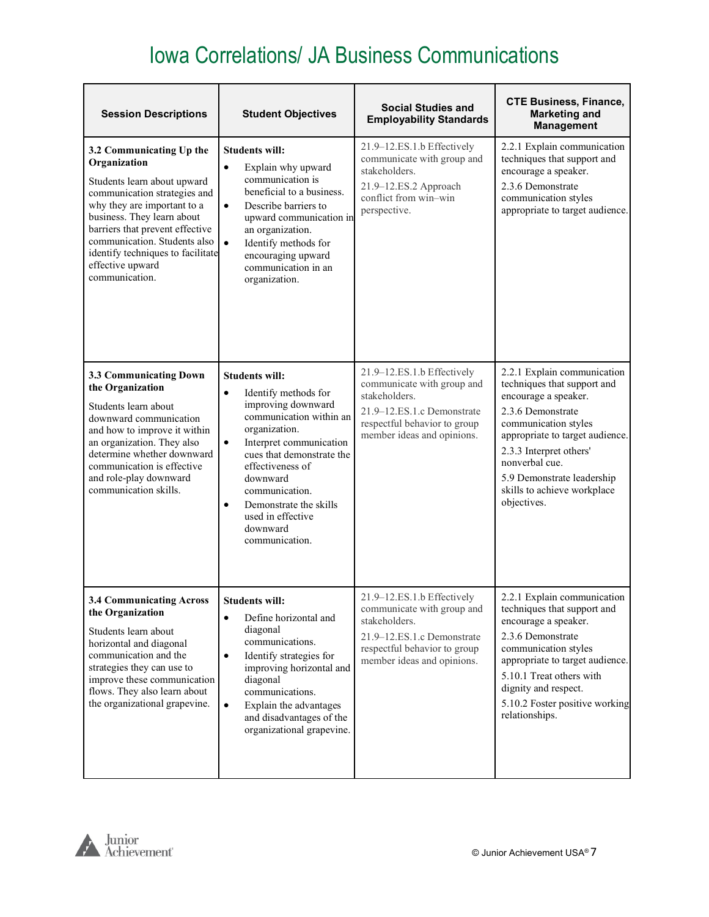# Iowa Correlations/ JA Business Communications

| Session Descriptions | Student Objectives | Social Studies and Employability Standards | CTE Business, Finance, Marketing and Management |
|---|---|---|---|
| **3.2 Communicating Up the Organization**<br><br>Students learn about upward communication strategies and why they are important to a business. They learn about barriers that prevent effective communication. Students also identify techniques to facilitate effective upward communication. | **Students will:**<br>• Explain why upward communication is beneficial to a business.<br>• Describe barriers to upward communication in an organization.<br>• Identify methods for encouraging upward communication in an organization. | 21.9–12.ES.1.b Effectively communicate with group and stakeholders.<br>21.9–12.ES.2 Approach conflict from win–win perspective. | 2.2.1 Explain communication techniques that support and encourage a speaker.<br>2.3.6 Demonstrate communication styles appropriate to target audience. |
| **3.3 Communicating Down the Organization**<br><br>Students learn about downward communication and how to improve it within an organization. They also determine whether downward communication is effective and role-play downward communication skills. | **Students will:**<br>• Identify methods for improving downward communication within an organization.<br>• Interpret communication cues that demonstrate the effectiveness of downward communication.<br>• Demonstrate the skills used in effective downward communication. | 21.9–12.ES.1.b Effectively communicate with group and stakeholders.<br>21.9–12.ES.1.c Demonstrate respectful behavior to group member ideas and opinions. | 2.2.1 Explain communication techniques that support and encourage a speaker.<br>2.3.6 Demonstrate communication styles appropriate to target audience.<br>2.3.3 Interpret others' nonverbal cue.<br>5.9 Demonstrate leadership skills to achieve workplace objectives. |
| **3.4 Communicating Across the Organization**<br><br>Students learn about horizontal and diagonal communication and the strategies they can use to improve these communication flows. They also learn about the organizational grapevine. | **Students will:**<br>• Define horizontal and diagonal communications.<br>• Identify strategies for improving horizontal and diagonal communications.<br>• Explain the advantages and disadvantages of the organizational grapevine. | 21.9–12.ES.1.b Effectively communicate with group and stakeholders.<br>21.9–12.ES.1.c Demonstrate respectful behavior to group member ideas and opinions. | 2.2.1 Explain communication techniques that support and encourage a speaker.<br>2.3.6 Demonstrate communication styles appropriate to target audience.<br>5.10.1 Treat others with dignity and respect.<br>5.10.2 Foster positive working relationships. |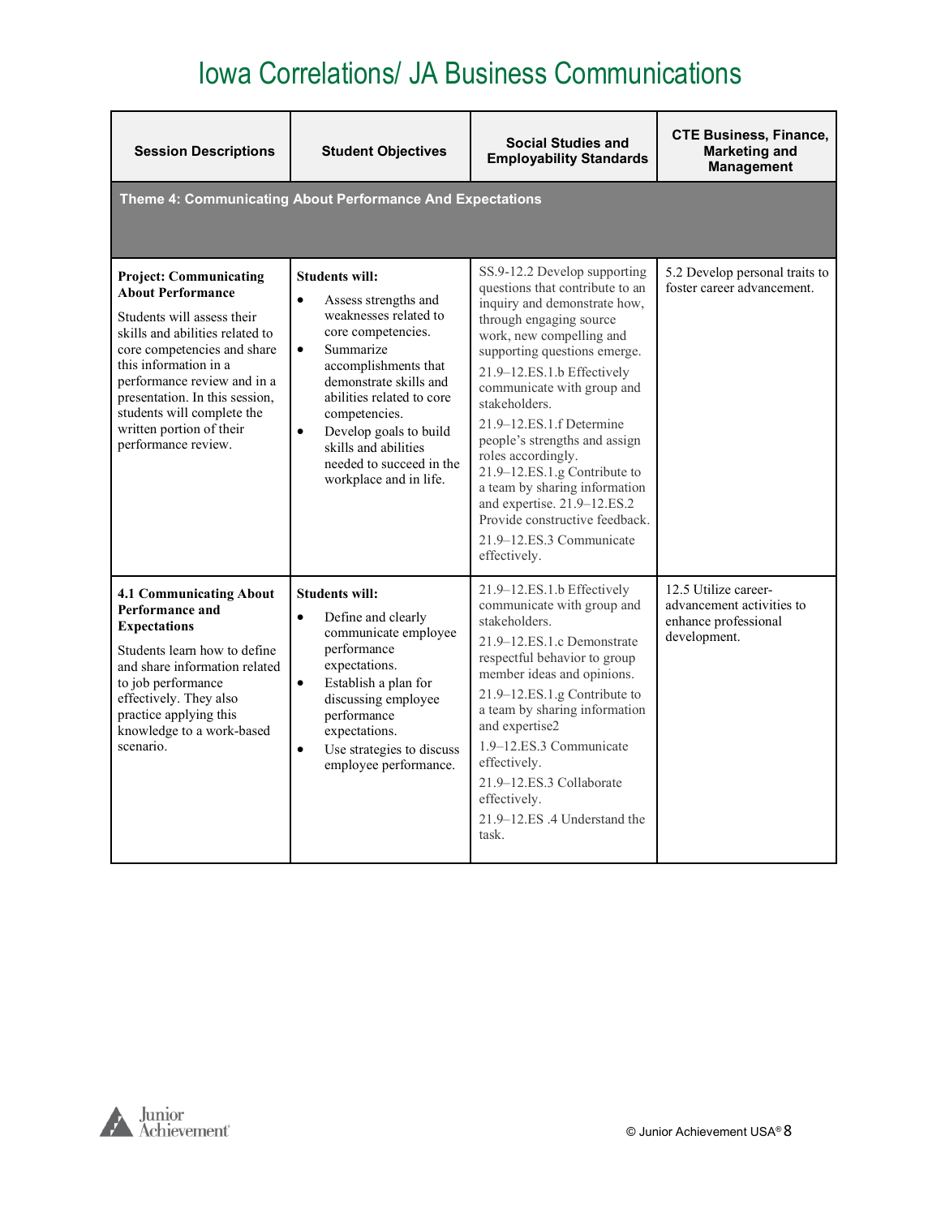# Iowa Correlations/ JA Business Communications

| Session Descriptions | Student Objectives | Social Studies and Employability Standards | CTE Business, Finance, Marketing and Management |
|---|---|---|---|
| **Theme 4: Communicating About Performance And Expectations** | | | |
| **Project: Communicating About Performance**<br><br>Students will assess their skills and abilities related to core competencies and share this information in a performance review and in a presentation. In this session, students will complete the written portion of their performance review. | **Students will:**<br>• Assess strengths and weaknesses related to core competencies.<br>• Summarize accomplishments that demonstrate skills and abilities related to core competencies.<br>• Develop goals to build skills and abilities needed to succeed in the workplace and in life. | SS.9-12.2 Develop supporting questions that contribute to an inquiry and demonstrate how, through engaging source work, new compelling and supporting questions emerge.<br>21.9–12.ES.1.b Effectively communicate with group and stakeholders.<br>21.9–12.ES.1.f Determine people's strengths and assign roles accordingly.<br>21.9–12.ES.1.g Contribute to a team by sharing information and expertise. 21.9–12.ES.2 Provide constructive feedback.<br>21.9–12.ES.3 Communicate effectively. | 5.2 Develop personal traits to foster career advancement. |
| **4.1 Communicating About Performance and Expectations**<br><br>Students learn how to define and share information related to job performance effectively. They also practice applying this knowledge to a work-based scenario. | **Students will:**<br>• Define and clearly communicate employee performance expectations.<br>• Establish a plan for discussing employee performance expectations.<br>• Use strategies to discuss employee performance. | 21.9–12.ES.1.b Effectively communicate with group and stakeholders.<br>21.9–12.ES.1.c Demonstrate respectful behavior to group member ideas and opinions.<br>21.9–12.ES.1.g Contribute to a team by sharing information and expertise2<br>1.9–12.ES.3 Communicate effectively.<br>21.9–12.ES.3 Collaborate effectively.<br>21.9–12.ES .4 Understand the task. | 12.5 Utilize career-advancement activities to enhance professional development. |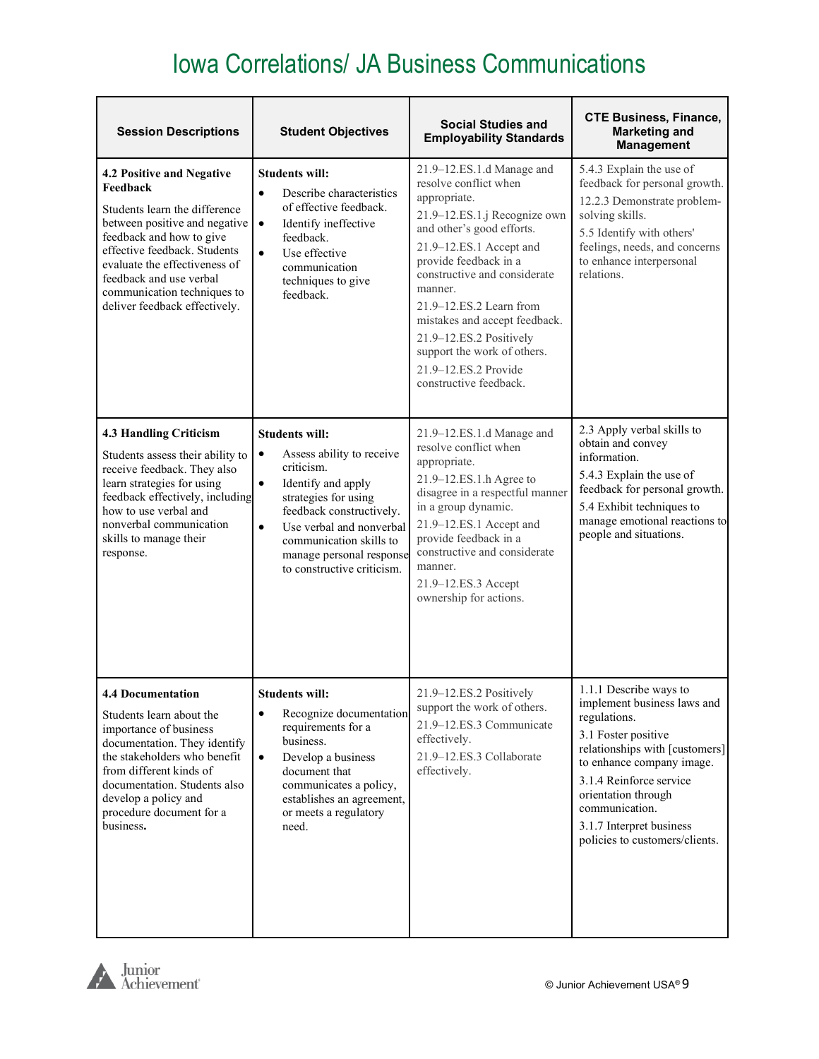# Iowa Correlations/ JA Business Communications

| Session Descriptions | Student Objectives | Social Studies and Employability Standards | CTE Business, Finance, Marketing and Management |
|---|---|---|---|
| **4.2 Positive and Negative Feedback**<br><br>Students learn the difference between positive and negative feedback and how to give effective feedback. Students evaluate the effectiveness of feedback and use verbal communication techniques to deliver feedback effectively. | **Students will:**<br>• Describe characteristics of effective feedback.<br>• Identify ineffective feedback.<br>• Use effective communication techniques to give feedback. | 21.9–12.ES.1.d Manage and resolve conflict when appropriate.<br>21.9–12.ES.1.j Recognize own and other's good efforts.<br>21.9–12.ES.1 Accept and provide feedback in a constructive and considerate manner.<br>21.9–12.ES.2 Learn from mistakes and accept feedback.<br>21.9–12.ES.2 Positively support the work of others.<br>21.9–12.ES.2 Provide constructive feedback. | 5.4.3 Explain the use of feedback for personal growth.<br>12.2.3 Demonstrate problem-solving skills.<br>5.5 Identify with others' feelings, needs, and concerns to enhance interpersonal relations. |
| **4.3 Handling Criticism**<br><br>Students assess their ability to receive feedback. They also learn strategies for using feedback effectively, including how to use verbal and nonverbal communication skills to manage their response. | **Students will:**<br>• Assess ability to receive criticism.<br>• Identify and apply strategies for using feedback constructively.<br>• Use verbal and nonverbal communication skills to manage personal response to constructive criticism. | 21.9–12.ES.1.d Manage and resolve conflict when appropriate.<br>21.9–12.ES.1.h Agree to disagree in a respectful manner in a group dynamic.<br>21.9–12.ES.1 Accept and provide feedback in a constructive and considerate manner.<br>21.9–12.ES.3 Accept ownership for actions. | 2.3 Apply verbal skills to obtain and convey information.<br>5.4.3 Explain the use of feedback for personal growth.<br>5.4 Exhibit techniques to manage emotional reactions to people and situations. |
| **4.4 Documentation**<br><br>Students learn about the importance of business documentation. They identify the stakeholders who benefit from different kinds of documentation. Students also develop a policy and procedure document for a business**.** | **Students will:**<br>• Recognize documentation requirements for a business.<br>• Develop a business document that communicates a policy, establishes an agreement, or meets a regulatory need. | 21.9–12.ES.2 Positively support the work of others.<br>21.9–12.ES.3 Communicate effectively.<br>21.9–12.ES.3 Collaborate effectively. | 1.1.1 Describe ways to implement business laws and regulations.<br>3.1 Foster positive relationships with [customers] to enhance company image.<br>3.1.4 Reinforce service orientation through communication.<br>3.1.7 Interpret business policies to customers/clients. |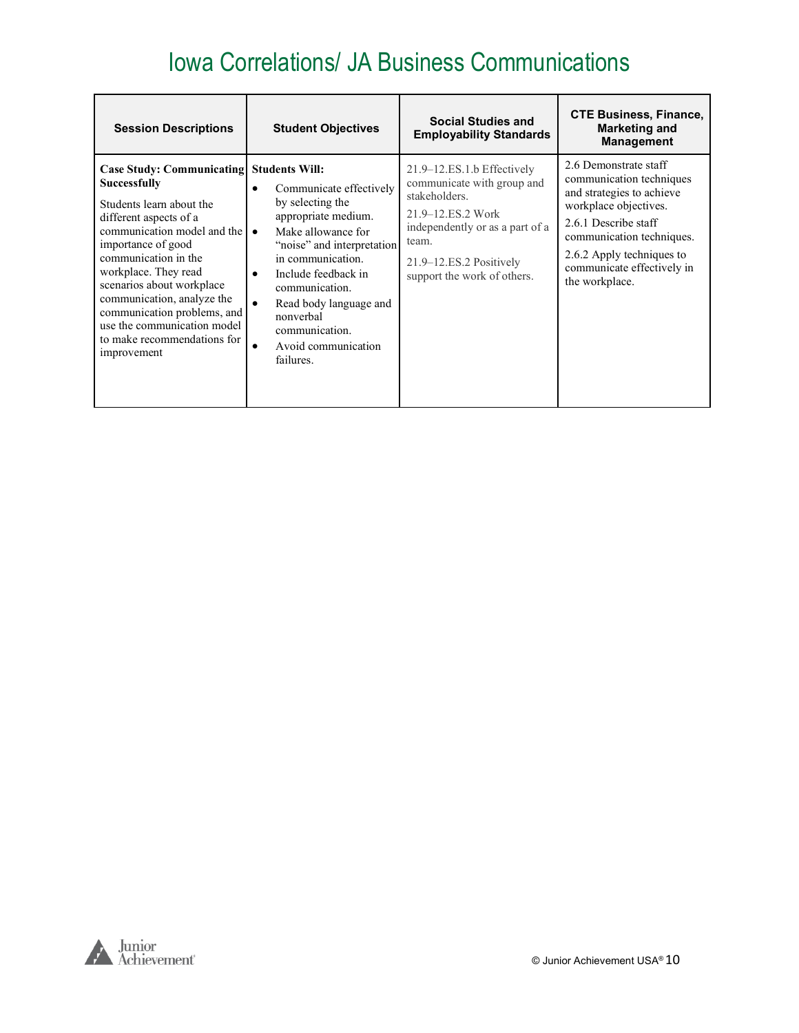# Iowa Correlations/ JA Business Communications

| Session Descriptions | Student Objectives | Social Studies and Employability Standards | CTE Business, Finance, Marketing and Management |
|---|---|---|---|
| **Case Study: Communicating Successfully**<br><br>Students learn about the different aspects of a communication model and the importance of good communication in the workplace. They read scenarios about workplace communication, analyze the communication problems, and use the communication model to make recommendations for improvement | **Students Will:**<br>• Communicate effectively by selecting the appropriate medium.<br>• Make allowance for "noise" and interpretation in communication.<br>• Include feedback in communication.<br>• Read body language and nonverbal communication.<br>• Avoid communication failures. | 21.9–12.ES.1.b Effectively communicate with group and stakeholders.<br><br>21.9–12.ES.2 Work independently or as a part of a team.<br><br>21.9–12.ES.2 Positively support the work of others. | 2.6 Demonstrate staff communication techniques and strategies to achieve workplace objectives.<br><br>2.6.1 Describe staff communication techniques.<br><br>2.6.2 Apply techniques to communicate effectively in the workplace. |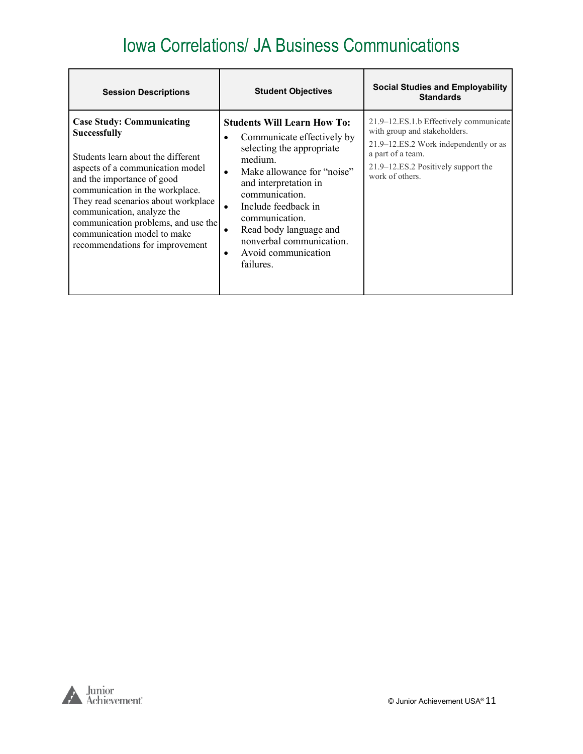# Iowa Correlations/ JA Business Communications

| Session Descriptions | Student Objectives | Social Studies and Employability Standards |
| --- | --- | --- |
| **Case Study: Communicating Successfully**<br><br>Students learn about the different aspects of a communication model and the importance of good communication in the workplace. They read scenarios about workplace communication, analyze the communication problems, and use the communication model to make recommendations for improvement | **Students Will Learn How To:**<br>• Communicate effectively by selecting the appropriate medium.<br>• Make allowance for "noise" and interpretation in communication.<br>• Include feedback in communication.<br>• Read body language and nonverbal communication.<br>• Avoid communication failures. | 21.9–12.ES.1.b Effectively communicate with group and stakeholders.<br>21.9–12.ES.2 Work independently or as a part of a team.<br>21.9–12.ES.2 Positively support the work of others. |